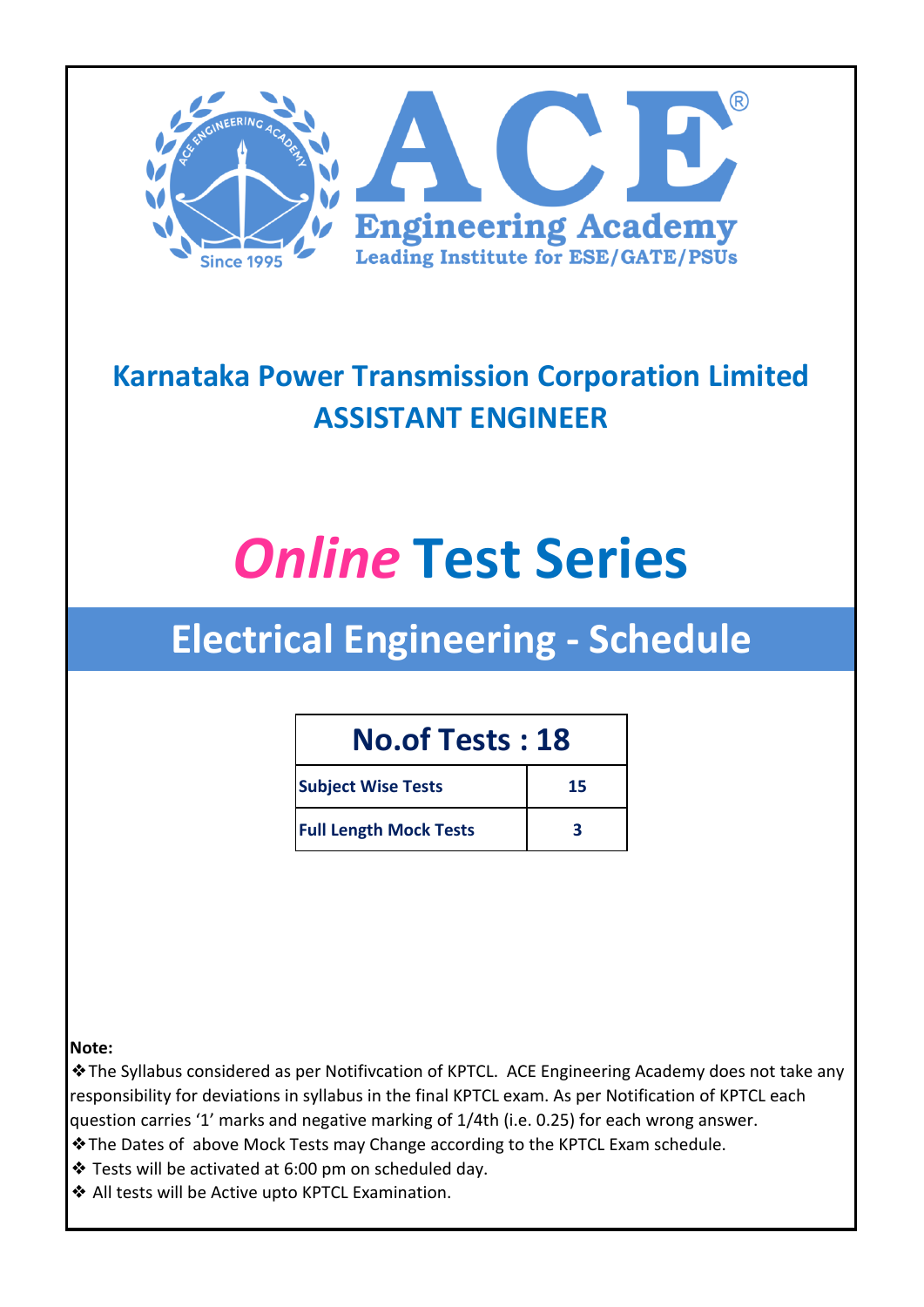ACE Engineering Academy®

Leading Institute for ESE/GATE/PSUs

## Karnataka Power Transmission Corporation Limited
## ASSISTANT ENGINEER

# *Online* Test Series

## Electrical Engineering - Schedule

| No.of Tests : 18 | |
|---|---|
| **Subject Wise Tests** | **15** |
| **Full Length Mock Tests** | **3** |

**Note:**

❖The Syllabus considered as per Notifivcation of KPTCL. ACE Engineering Academy does not take any responsibility for deviations in syllabus in the final KPTCL exam. As per Notification of KPTCL each question carries '1' marks and negative marking of 1/4th (i.e. 0.25) for each wrong answer.

❖The Dates of above Mock Tests may Change according to the KPTCL Exam schedule.

❖ Tests will be activated at 6:00 pm on scheduled day.

❖ All tests will be Active upto KPTCL Examination.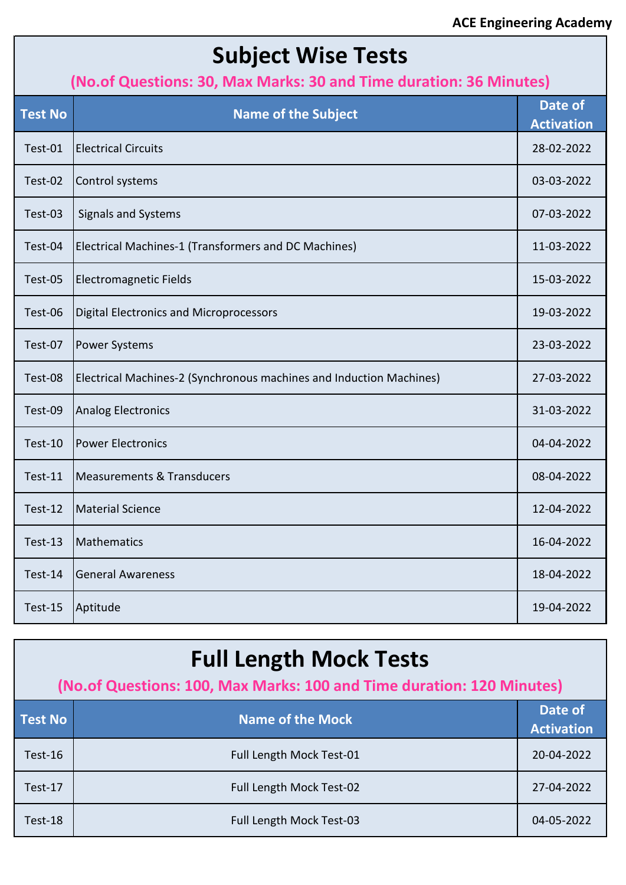ACE Engineering Academy

# Subject Wise Tests

**(No.of Questions: 30, Max Marks: 30 and Time duration: 36 Minutes)**

| Test No | Name of the Subject | Date of Activation |
|---|---|---|
| Test-01 | Electrical Circuits | 28-02-2022 |
| Test-02 | Control systems | 03-03-2022 |
| Test-03 | Signals and Systems | 07-03-2022 |
| Test-04 | Electrical Machines-1 (Transformers and DC Machines) | 11-03-2022 |
| Test-05 | Electromagnetic Fields | 15-03-2022 |
| Test-06 | Digital Electronics and Microprocessors | 19-03-2022 |
| Test-07 | Power Systems | 23-03-2022 |
| Test-08 | Electrical Machines-2 (Synchronous machines and Induction Machines) | 27-03-2022 |
| Test-09 | Analog Electronics | 31-03-2022 |
| Test-10 | Power Electronics | 04-04-2022 |
| Test-11 | Measurements & Transducers | 08-04-2022 |
| Test-12 | Material Science | 12-04-2022 |
| Test-13 | Mathematics | 16-04-2022 |
| Test-14 | General Awareness | 18-04-2022 |
| Test-15 | Aptitude | 19-04-2022 |

# Full Length Mock Tests

**(No.of Questions: 100, Max Marks: 100 and Time duration: 120 Minutes)**

| Test No | Name of the Mock | Date of Activation |
|---|---|---|
| Test-16 | Full Length Mock Test-01 | 20-04-2022 |
| Test-17 | Full Length Mock Test-02 | 27-04-2022 |
| Test-18 | Full Length Mock Test-03 | 04-05-2022 |